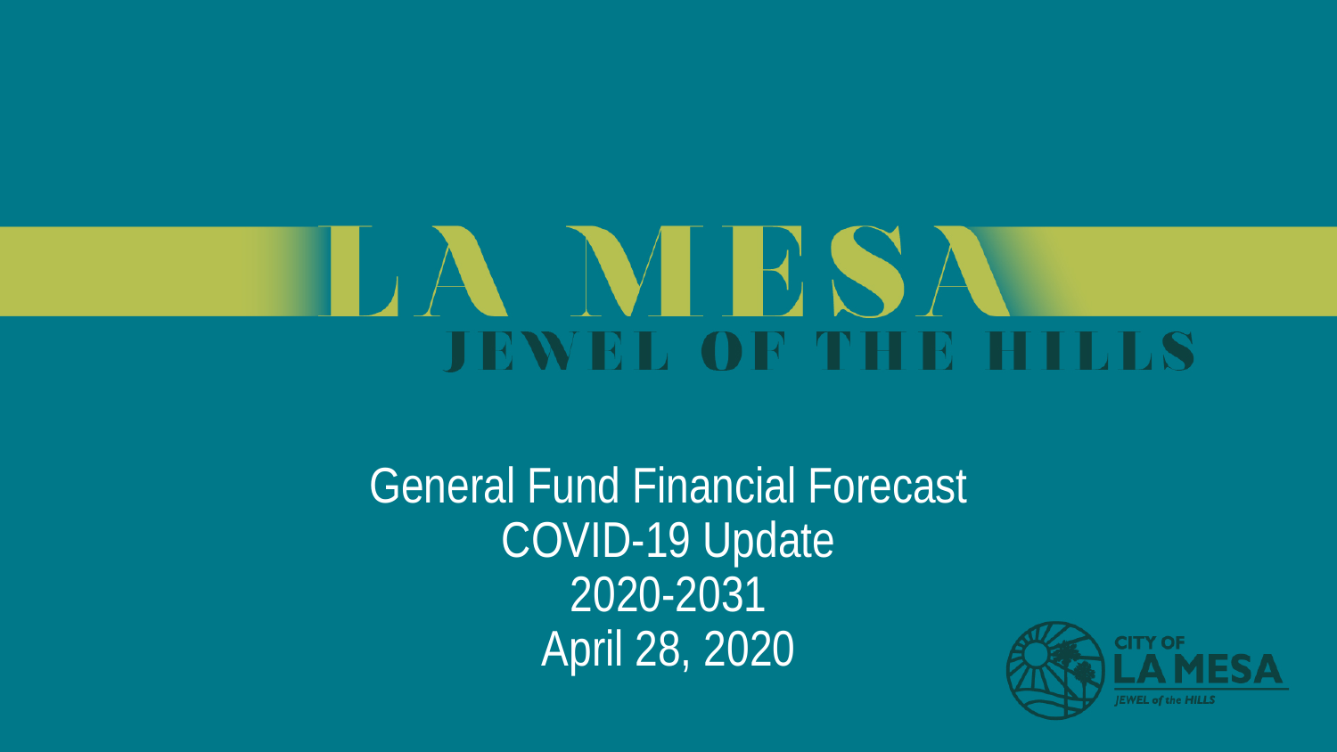# LA MESA

## JEWEL OF THE HILLS

General Fund Financial Forecast
COVID-19 Update
2020-2031
April 28, 2020

CITY OF
LA MESA
JEWEL of the HILLS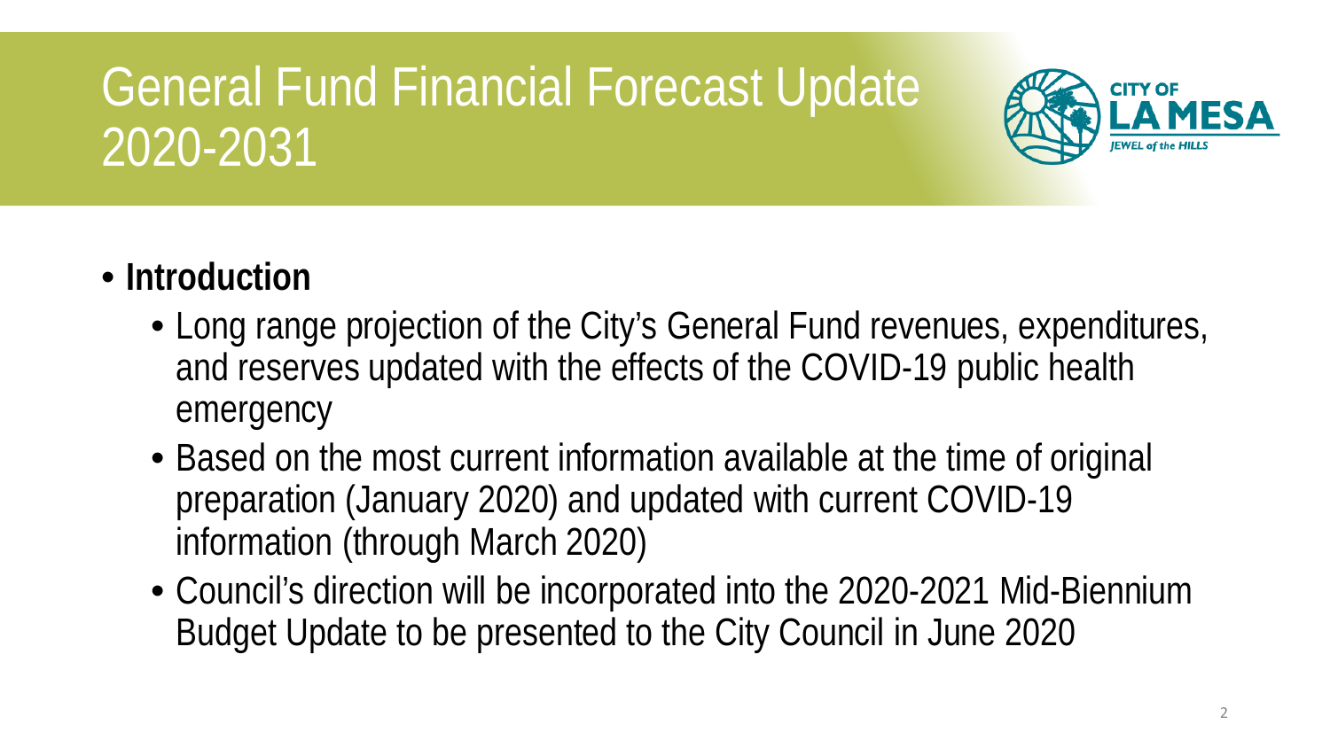# General Fund Financial Forecast Update 2020-2031

- **Introduction**
  - Long range projection of the City's General Fund revenues, expenditures, and reserves updated with the effects of the COVID-19 public health emergency
  - Based on the most current information available at the time of original preparation (January 2020) and updated with current COVID-19 information (through March 2020)
  - Council's direction will be incorporated into the 2020-2021 Mid-Biennium Budget Update to be presented to the City Council in June 2020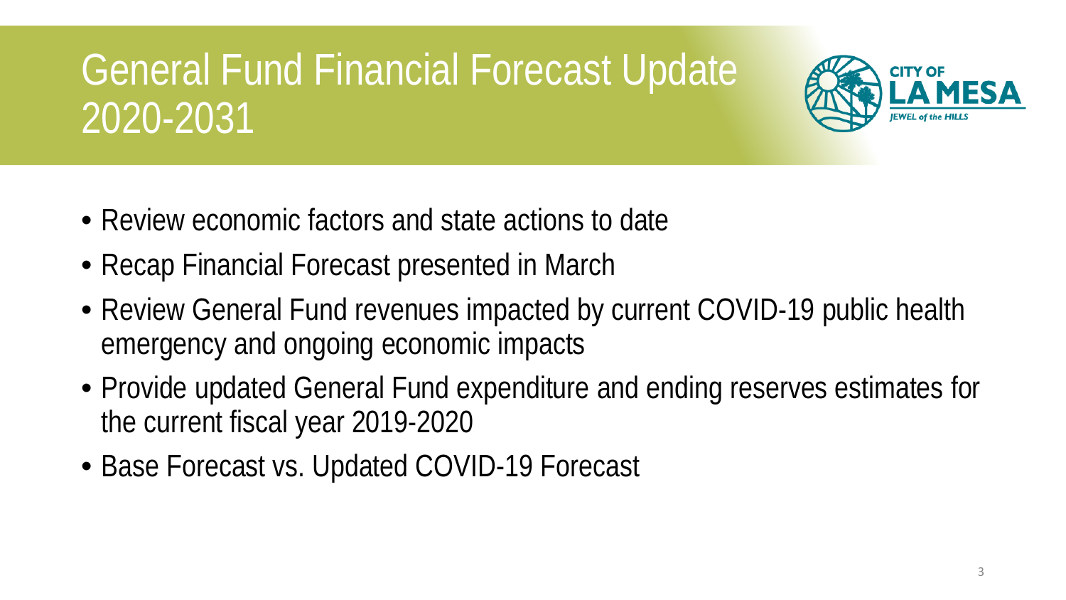# General Fund Financial Forecast Update 2020-2031

- Review economic factors and state actions to date
- Recap Financial Forecast presented in March
- Review General Fund revenues impacted by current COVID-19 public health emergency and ongoing economic impacts
- Provide updated General Fund expenditure and ending reserves estimates for the current fiscal year 2019-2020
- Base Forecast vs. Updated COVID-19 Forecast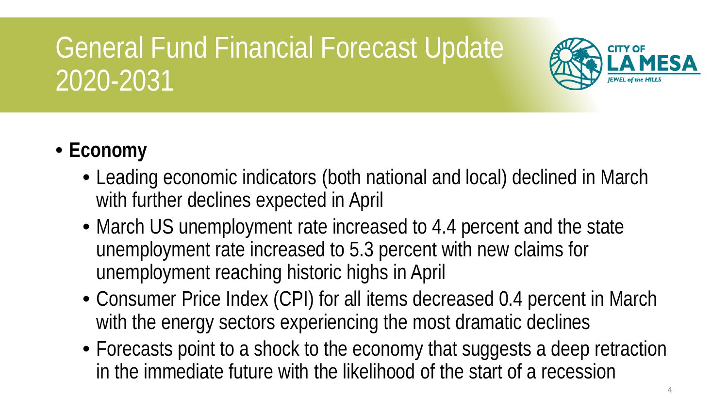# General Fund Financial Forecast Update 2020-2031

- **Economy**
  - Leading economic indicators (both national and local) declined in March with further declines expected in April
  - March US unemployment rate increased to 4.4 percent and the state unemployment rate increased to 5.3 percent with new claims for unemployment reaching historic highs in April
  - Consumer Price Index (CPI) for all items decreased 0.4 percent in March with the energy sectors experiencing the most dramatic declines
  - Forecasts point to a shock to the economy that suggests a deep retraction in the immediate future with the likelihood of the start of a recession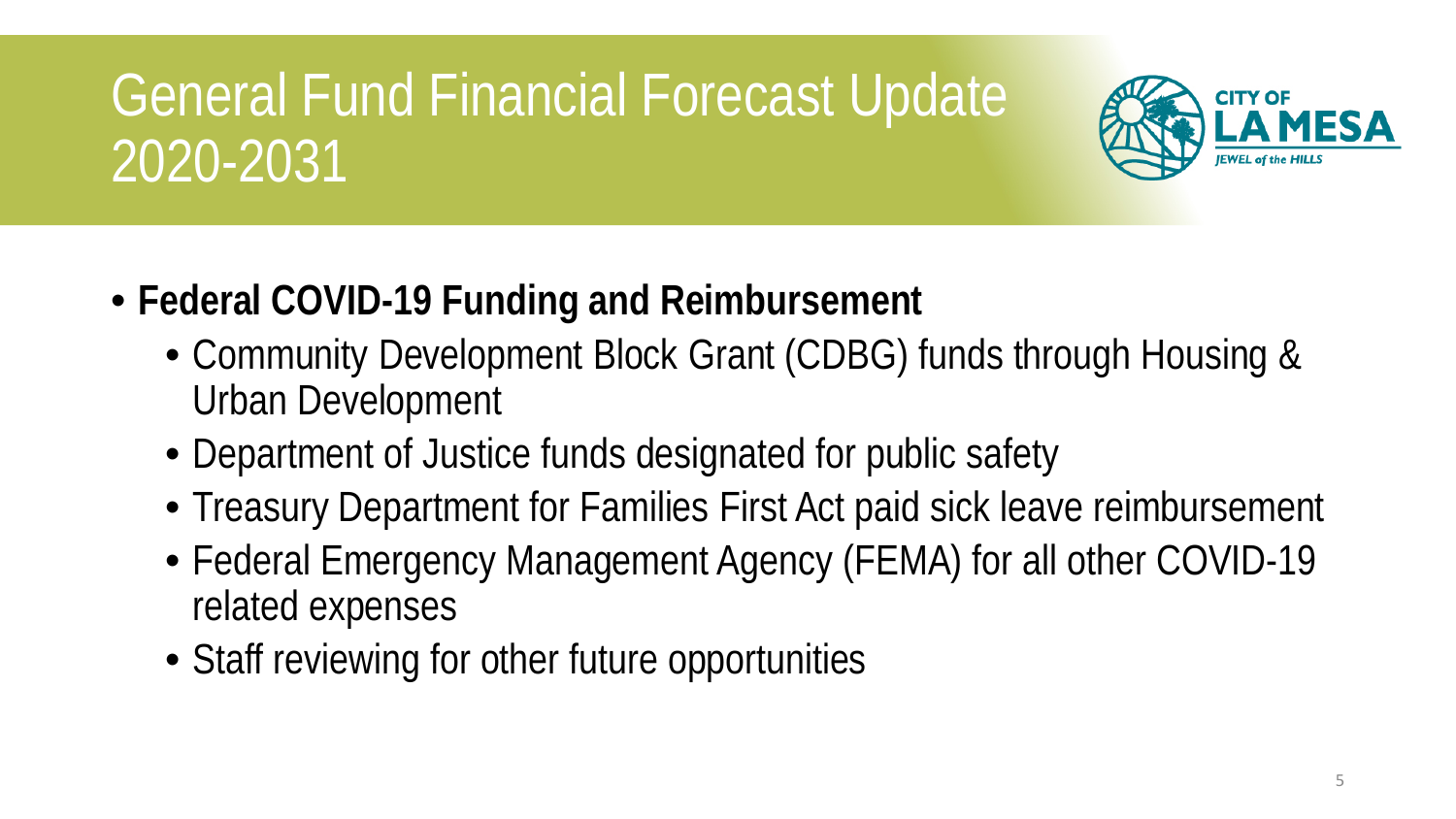# General Fund Financial Forecast Update 2020-2031

- **Federal COVID-19 Funding and Reimbursement**
  - Community Development Block Grant (CDBG) funds through Housing & Urban Development
  - Department of Justice funds designated for public safety
  - Treasury Department for Families First Act paid sick leave reimbursement
  - Federal Emergency Management Agency (FEMA) for all other COVID-19 related expenses
  - Staff reviewing for other future opportunities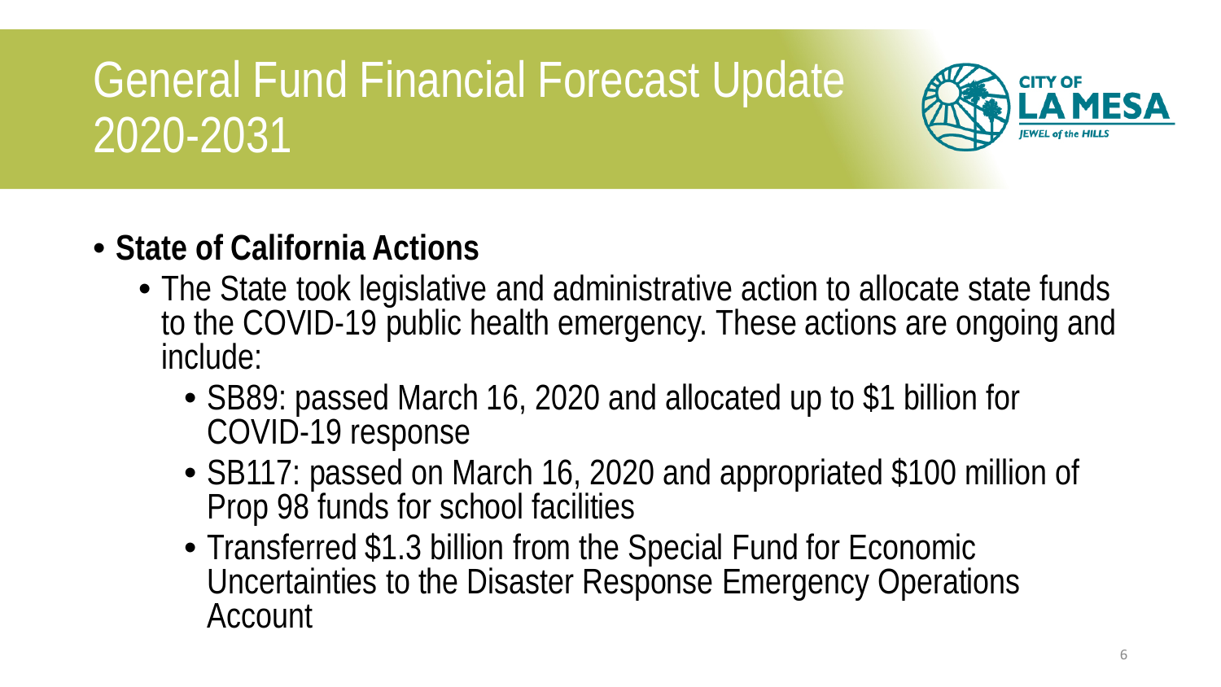# General Fund Financial Forecast Update 2020-2031

- **State of California Actions**
  - The State took legislative and administrative action to allocate state funds to the COVID-19 public health emergency. These actions are ongoing and include:
    - SB89: passed March 16, 2020 and allocated up to $1 billion for COVID-19 response
    - SB117: passed on March 16, 2020 and appropriated $100 million of Prop 98 funds for school facilities
    - Transferred $1.3 billion from the Special Fund for Economic Uncertainties to the Disaster Response Emergency Operations Account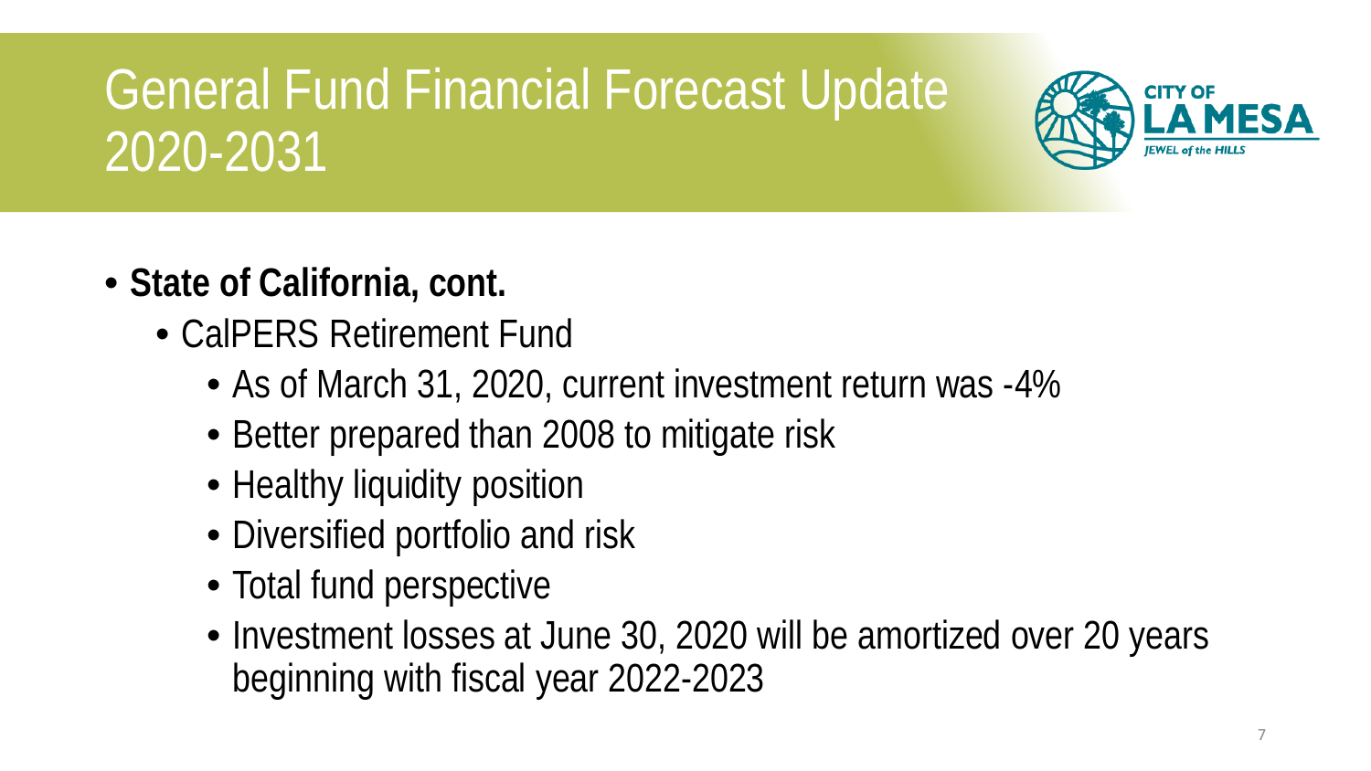# General Fund Financial Forecast Update 2020-2031

- **State of California, cont.**
  - CalPERS Retirement Fund
    - As of March 31, 2020, current investment return was -4%
    - Better prepared than 2008 to mitigate risk
    - Healthy liquidity position
    - Diversified portfolio and risk
    - Total fund perspective
    - Investment losses at June 30, 2020 will be amortized over 20 years beginning with fiscal year 2022-2023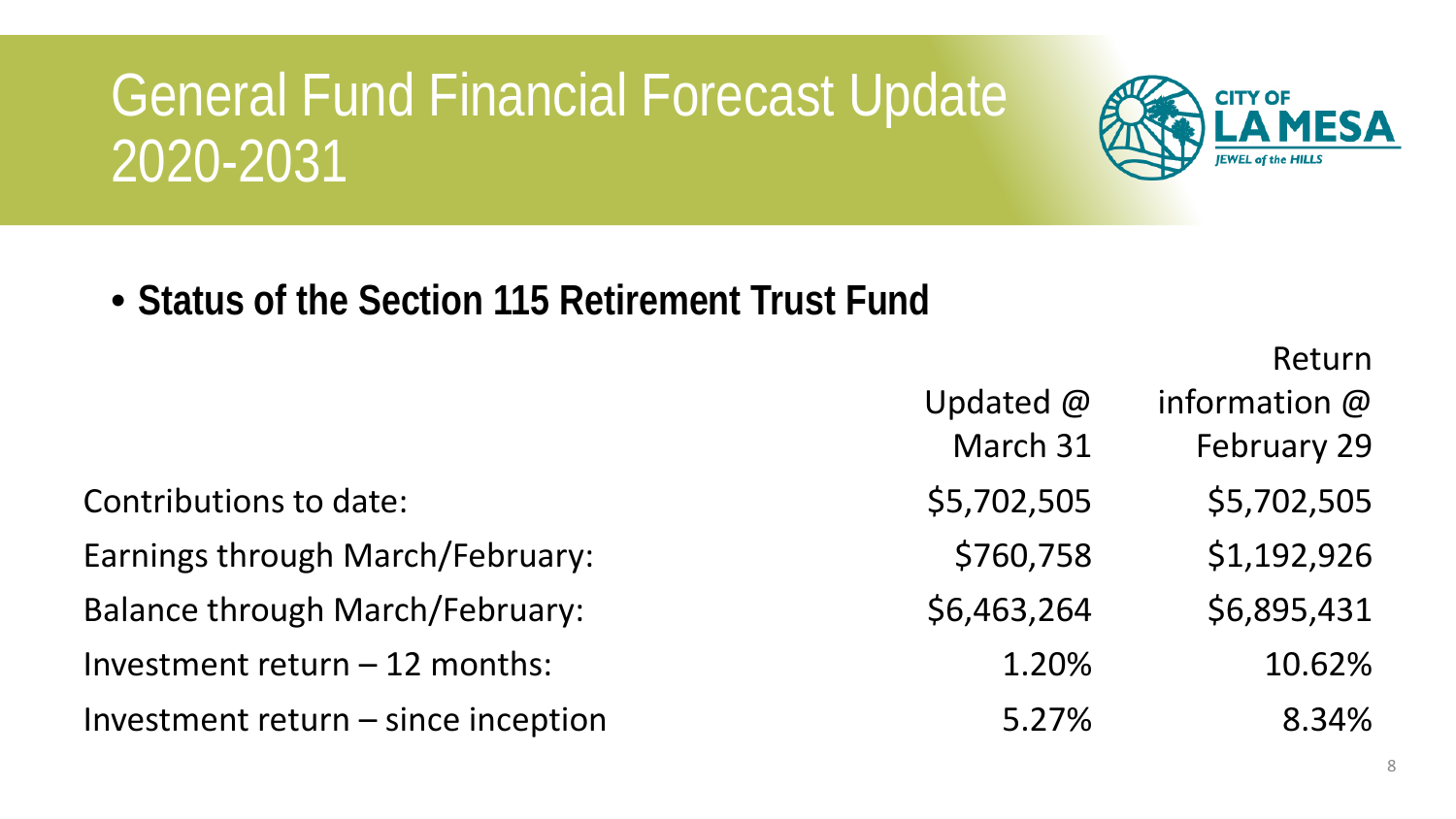# General Fund Financial Forecast Update 2020-2031

- **Status of the Section 115 Retirement Trust Fund**

| | Updated @ March 31 | Return information @ February 29 |
|---|---|---|
| Contributions to date: | $5,702,505 | $5,702,505 |
| Earnings through March/February: | $760,758 | $1,192,926 |
| Balance through March/February: | $6,463,264 | $6,895,431 |
| Investment return – 12 months: | 1.20% | 10.62% |
| Investment return – since inception | 5.27% | 8.34% |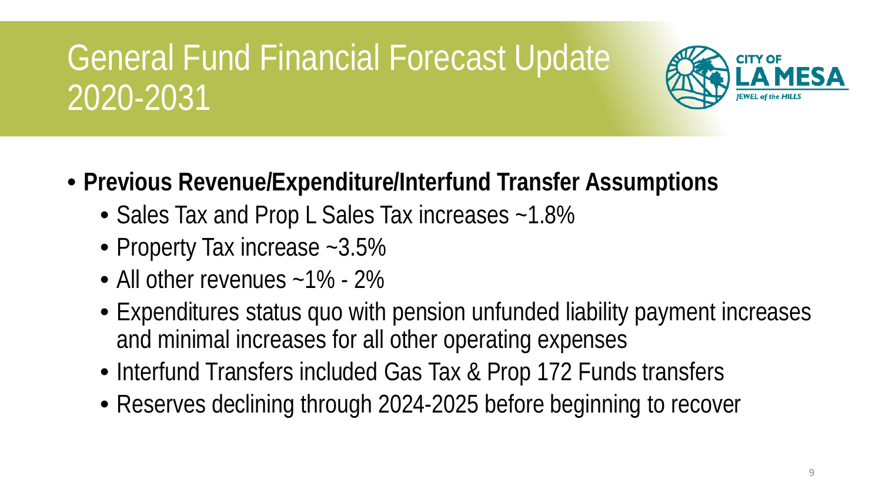# General Fund Financial Forecast Update 2020-2031

- **Previous Revenue/Expenditure/Interfund Transfer Assumptions**
  - Sales Tax and Prop L Sales Tax increases ~1.8%
  - Property Tax increase ~3.5%
  - All other revenues ~1% - 2%
  - Expenditures status quo with pension unfunded liability payment increases and minimal increases for all other operating expenses
  - Interfund Transfers included Gas Tax & Prop 172 Funds transfers
  - Reserves declining through 2024-2025 before beginning to recover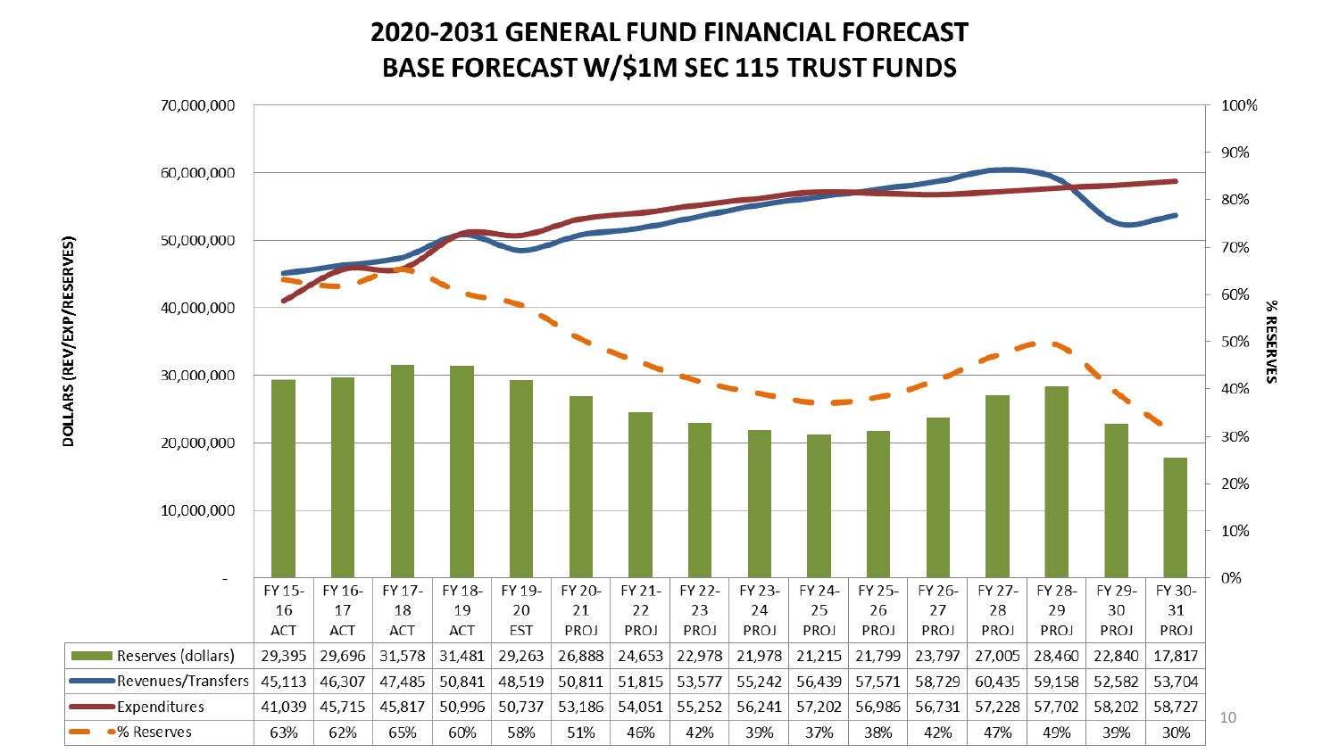# 2020-2031 GENERAL FUND FINANCIAL FORECAST
# BASE FORECAST W/$1M SEC 115 TRUST FUNDS

| | FY 15-16 ACT | FY 16-17 ACT | FY 17-18 ACT | FY 18-19 ACT | FY 19-20 EST | FY 20-21 PROJ | FY 21-22 PROJ | FY 22-23 PROJ | FY 23-24 PROJ | FY 24-25 PROJ | FY 25-26 PROJ | FY 26-27 PROJ | FY 27-28 PROJ | FY 28-29 PROJ | FY 29-30 PROJ | FY 30-31 PROJ |
|---|---|---|---|---|---|---|---|---|---|---|---|---|---|---|---|---|
| Reserves (dollars) | 29,395 | 29,696 | 31,578 | 31,481 | 29,263 | 26,888 | 24,653 | 22,978 | 21,978 | 21,215 | 21,799 | 23,797 | 27,005 | 28,460 | 22,840 | 17,817 |
| Revenues/Transfers | 45,113 | 46,307 | 47,485 | 50,841 | 48,519 | 50,811 | 51,815 | 53,577 | 55,242 | 56,439 | 57,571 | 58,729 | 60,435 | 59,158 | 52,582 | 53,704 |
| Expenditures | 41,039 | 45,715 | 45,817 | 50,996 | 50,737 | 53,186 | 54,051 | 55,252 | 56,241 | 57,202 | 56,986 | 56,731 | 57,228 | 57,702 | 58,202 | 58,727 |
| % Reserves | 63% | 62% | 65% | 60% | 58% | 51% | 46% | 42% | 39% | 37% | 38% | 42% | 47% | 49% | 39% | 30% |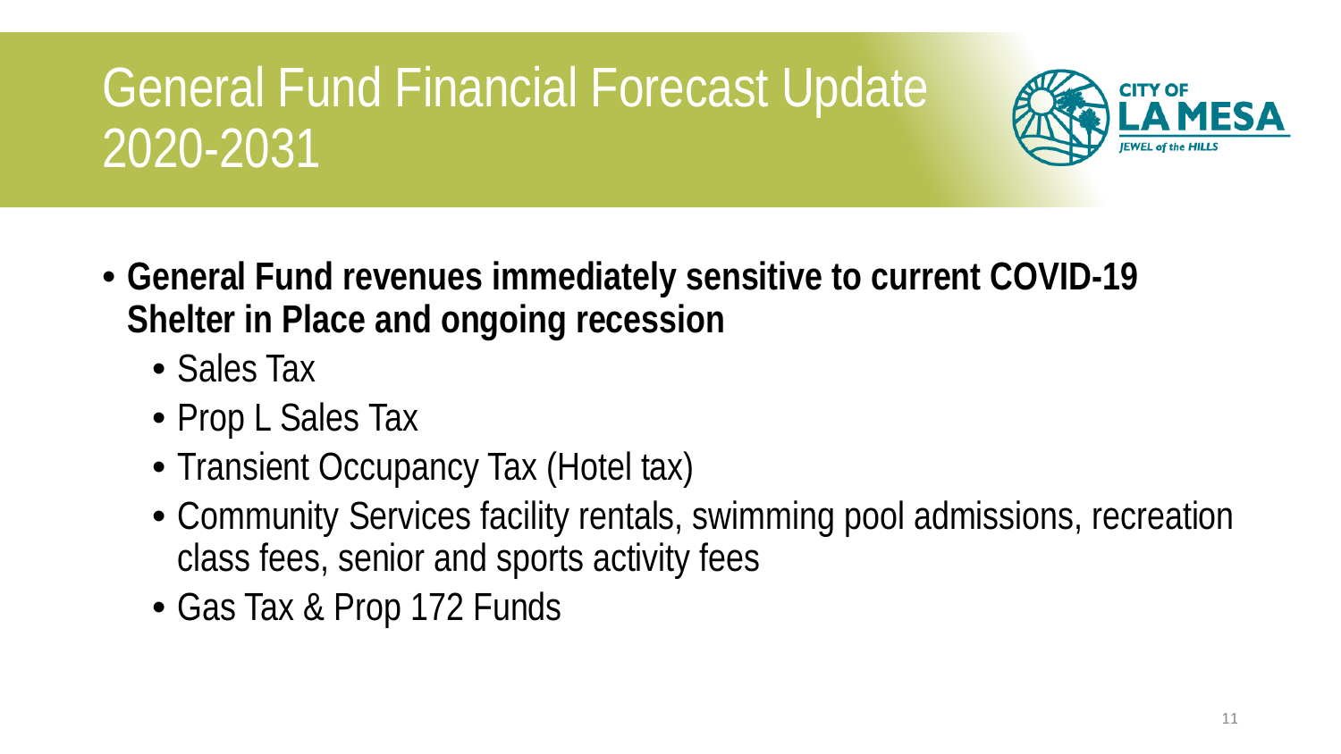# General Fund Financial Forecast Update 2020-2031

- **General Fund revenues immediately sensitive to current COVID-19 Shelter in Place and ongoing recession**
  - Sales Tax
  - Prop L Sales Tax
  - Transient Occupancy Tax (Hotel tax)
  - Community Services facility rentals, swimming pool admissions, recreation class fees, senior and sports activity fees
  - Gas Tax & Prop 172 Funds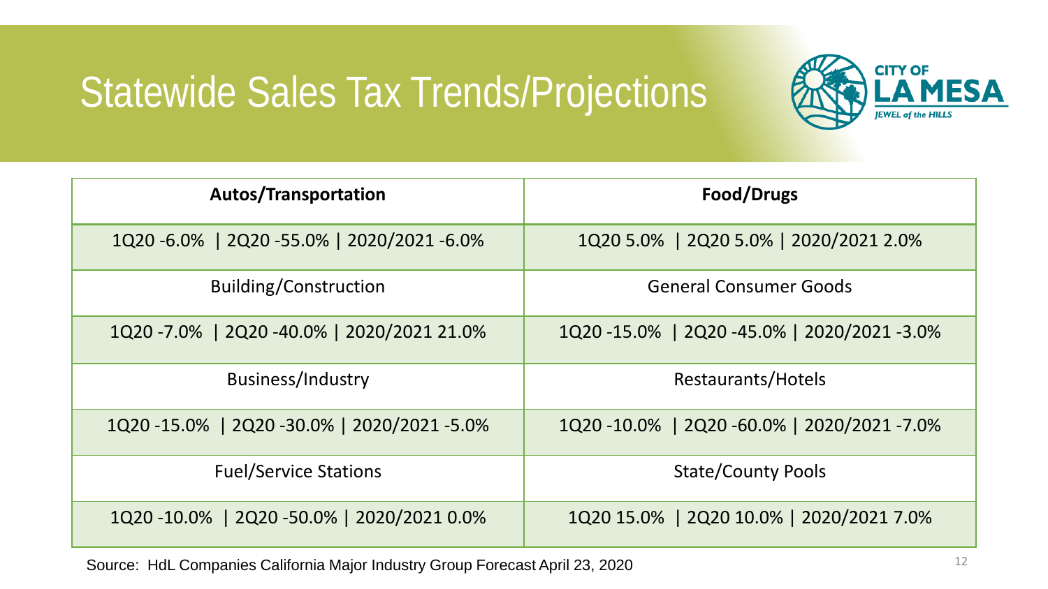# Statewide Sales Tax Trends/Projections

| Autos/Transportation | Food/Drugs |
| --- | --- |
| 1Q20 -6.0% \| 2Q20 -55.0% \| 2020/2021 -6.0% | 1Q20 5.0% \| 2Q20 5.0% \| 2020/2021 2.0% |
| Building/Construction | General Consumer Goods |
| 1Q20 -7.0% \| 2Q20 -40.0% \| 2020/2021 21.0% | 1Q20 -15.0% \| 2Q20 -45.0% \| 2020/2021 -3.0% |
| Business/Industry | Restaurants/Hotels |
| 1Q20 -15.0% \| 2Q20 -30.0% \| 2020/2021 -5.0% | 1Q20 -10.0% \| 2Q20 -60.0% \| 2020/2021 -7.0% |
| Fuel/Service Stations | State/County Pools |
| 1Q20 -10.0% \| 2Q20 -50.0% \| 2020/2021 0.0% | 1Q20 15.0% \| 2Q20 10.0% \| 2020/2021 7.0% |

Source: HdL Companies California Major Industry Group Forecast April 23, 2020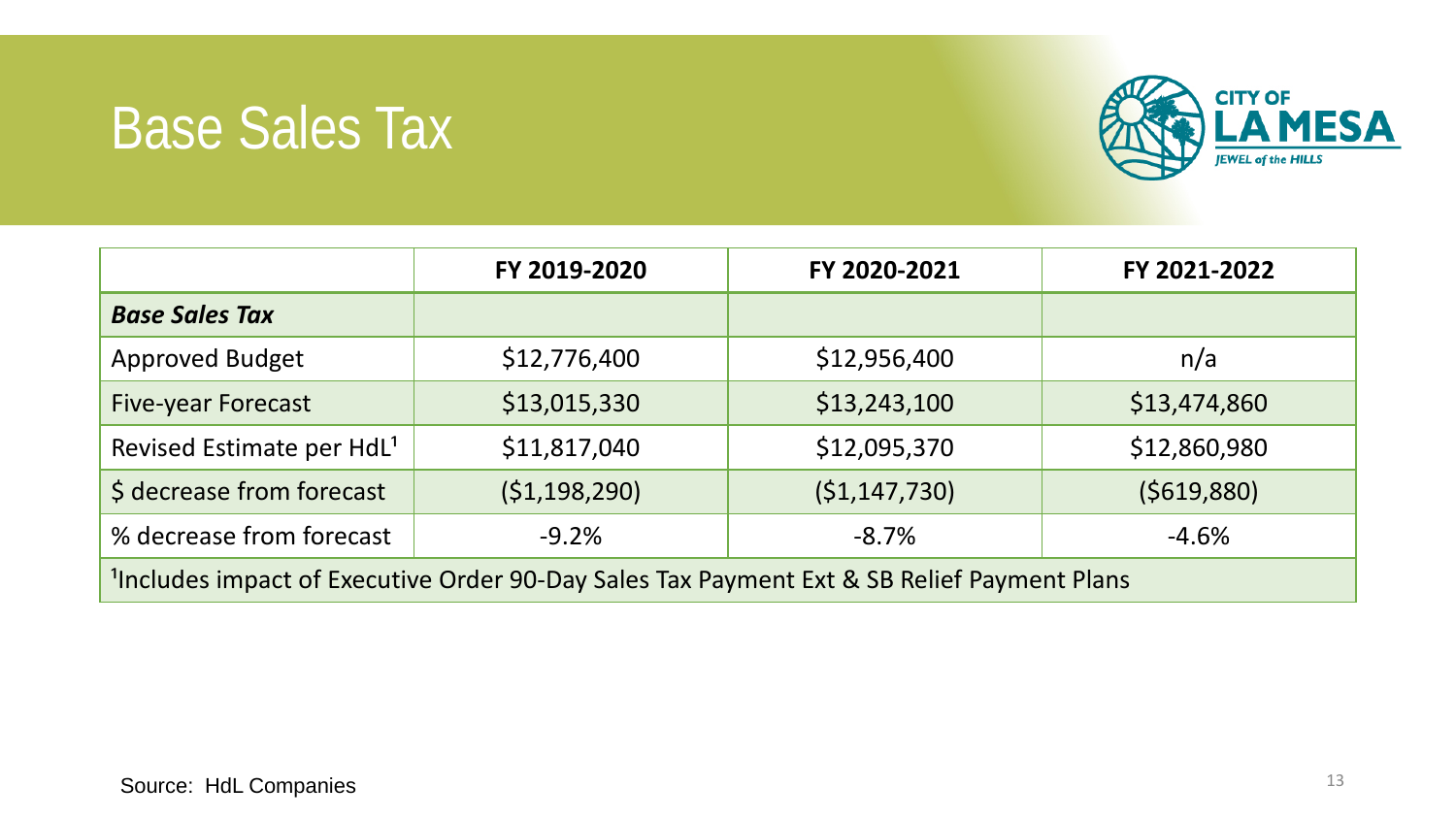# Base Sales Tax

| | FY 2019-2020 | FY 2020-2021 | FY 2021-2022 |
|---|---|---|---|
| ***Base Sales Tax*** | | | |
| Approved Budget | $12,776,400 | $12,956,400 | n/a |
| Five-year Forecast | $13,015,330 | $13,243,100 | $13,474,860 |
| Revised Estimate per HdL[1] | $11,817,040 | $12,095,370 | $12,860,980 |
| $ decrease from forecast | ($1,198,290) | ($1,147,730) | ($619,880) |
| % decrease from forecast | -9.2% | -8.7% | -4.6% |
| [1]Includes impact of Executive Order 90-Day Sales Tax Payment Ext & SB Relief Payment Plans | | | |

Source: HdL Companies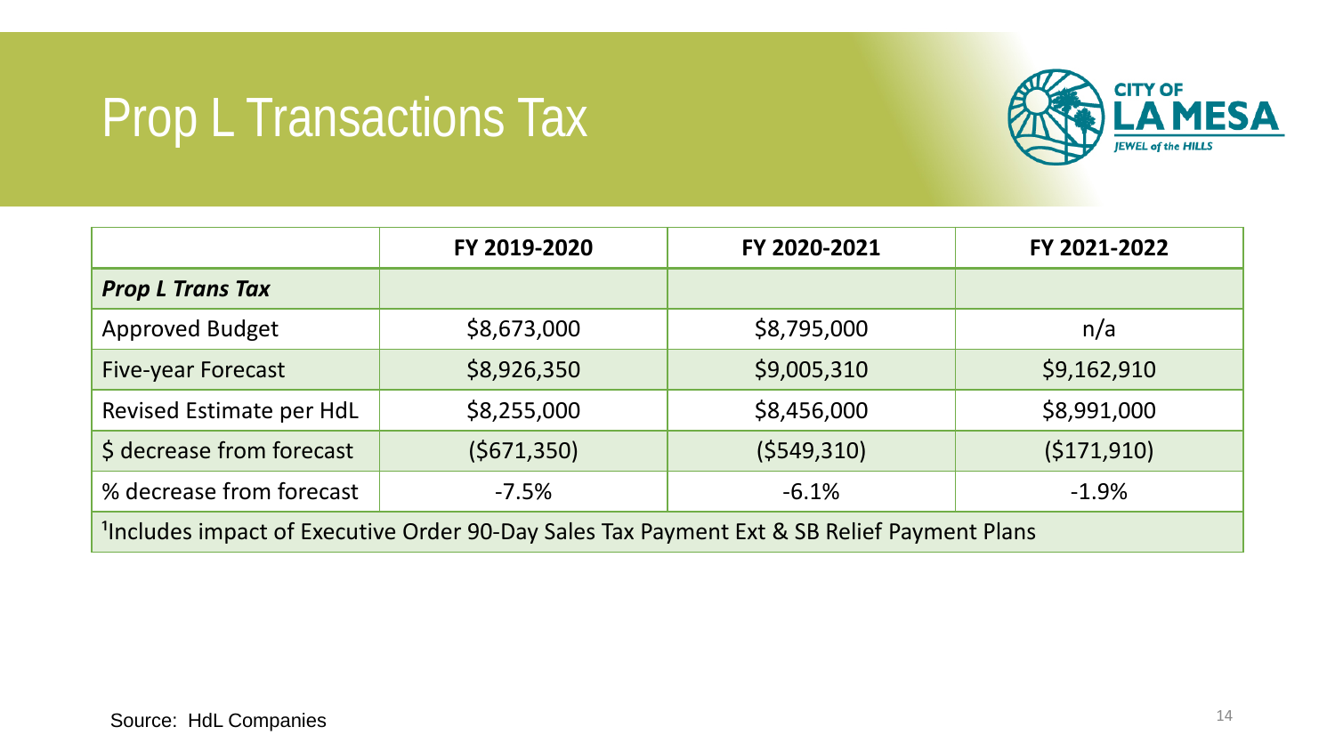# Prop L Transactions Tax

| | FY 2019-2020 | FY 2020-2021 | FY 2021-2022 |
|---|---|---|---|
| ***Prop L Trans Tax*** | | | |
| Approved Budget | $8,673,000 | $8,795,000 | n/a |
| Five-year Forecast | $8,926,350 | $9,005,310 | $9,162,910 |
| Revised Estimate per HdL | $8,255,000 | $8,456,000 | $8,991,000 |
| $ decrease from forecast | ($671,350) | ($549,310) | ($171,910) |
| % decrease from forecast | -7.5% | -6.1% | -1.9% |
| [1]Includes impact of Executive Order 90-Day Sales Tax Payment Ext & SB Relief Payment Plans | | | |

Source: HdL Companies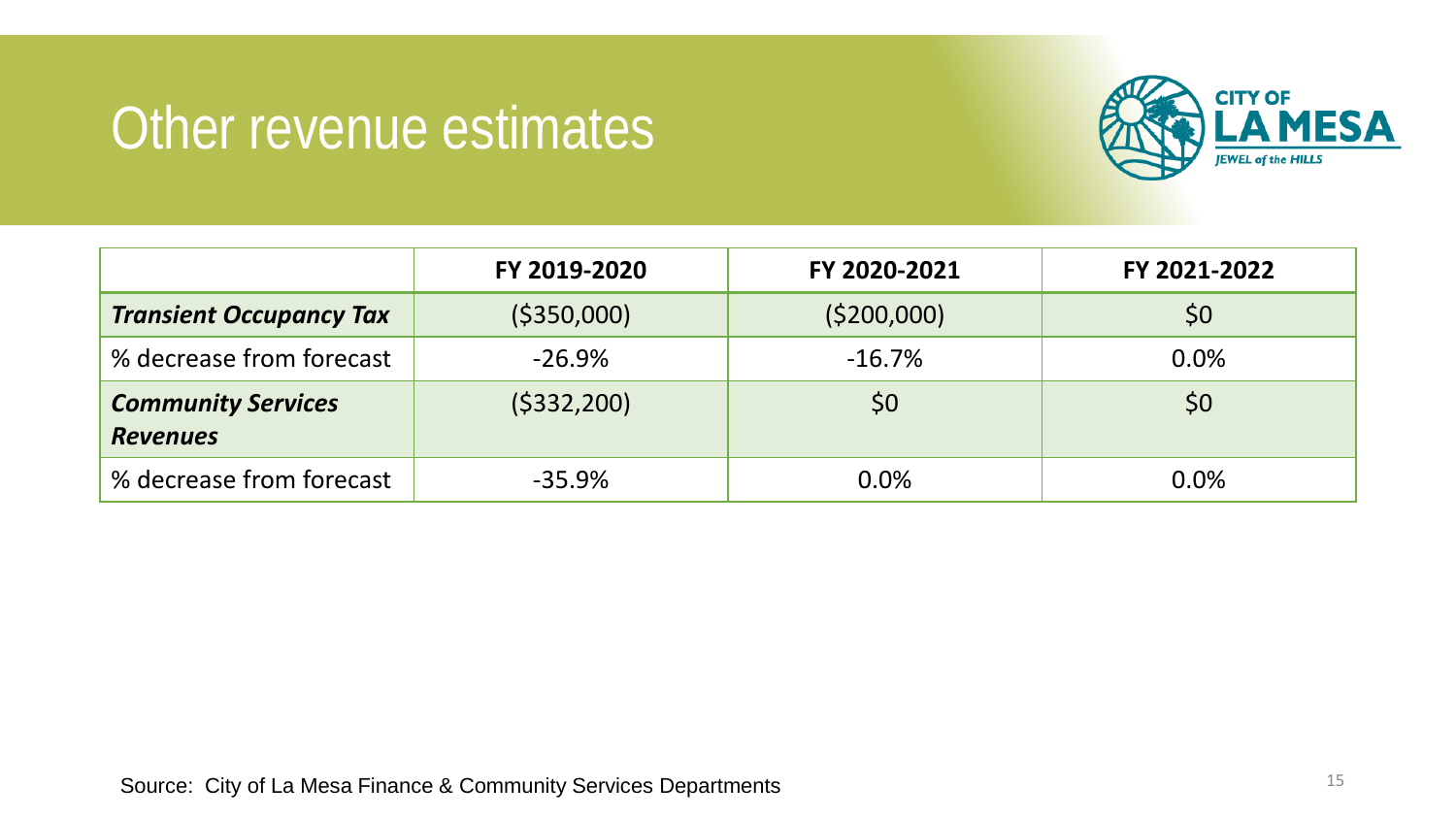# Other revenue estimates

| | FY 2019-2020 | FY 2020-2021 | FY 2021-2022 |
|---|---|---|---|
| ***Transient Occupancy Tax*** | ($350,000) | ($200,000) | $0 |
| % decrease from forecast | -26.9% | -16.7% | 0.0% |
| ***Community Services Revenues*** | ($332,200) | $0 | $0 |
| % decrease from forecast | -35.9% | 0.0% | 0.0% |

Source: City of La Mesa Finance & Community Services Departments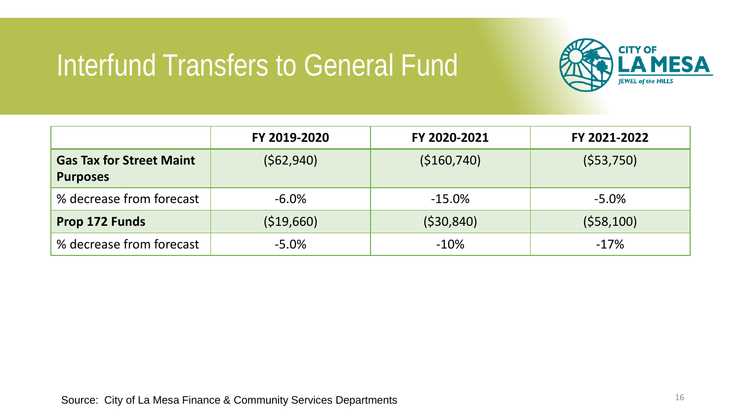# Interfund Transfers to General Fund

| | FY 2019-2020 | FY 2020-2021 | FY 2021-2022 |
|---|---|---|---|
| **Gas Tax for Street Maint Purposes** | ($62,940) | ($160,740) | ($53,750) |
| % decrease from forecast | -6.0% | -15.0% | -5.0% |
| **Prop 172 Funds** | ($19,660) | ($30,840) | ($58,100) |
| % decrease from forecast | -5.0% | -10% | -17% |

Source: City of La Mesa Finance & Community Services Departments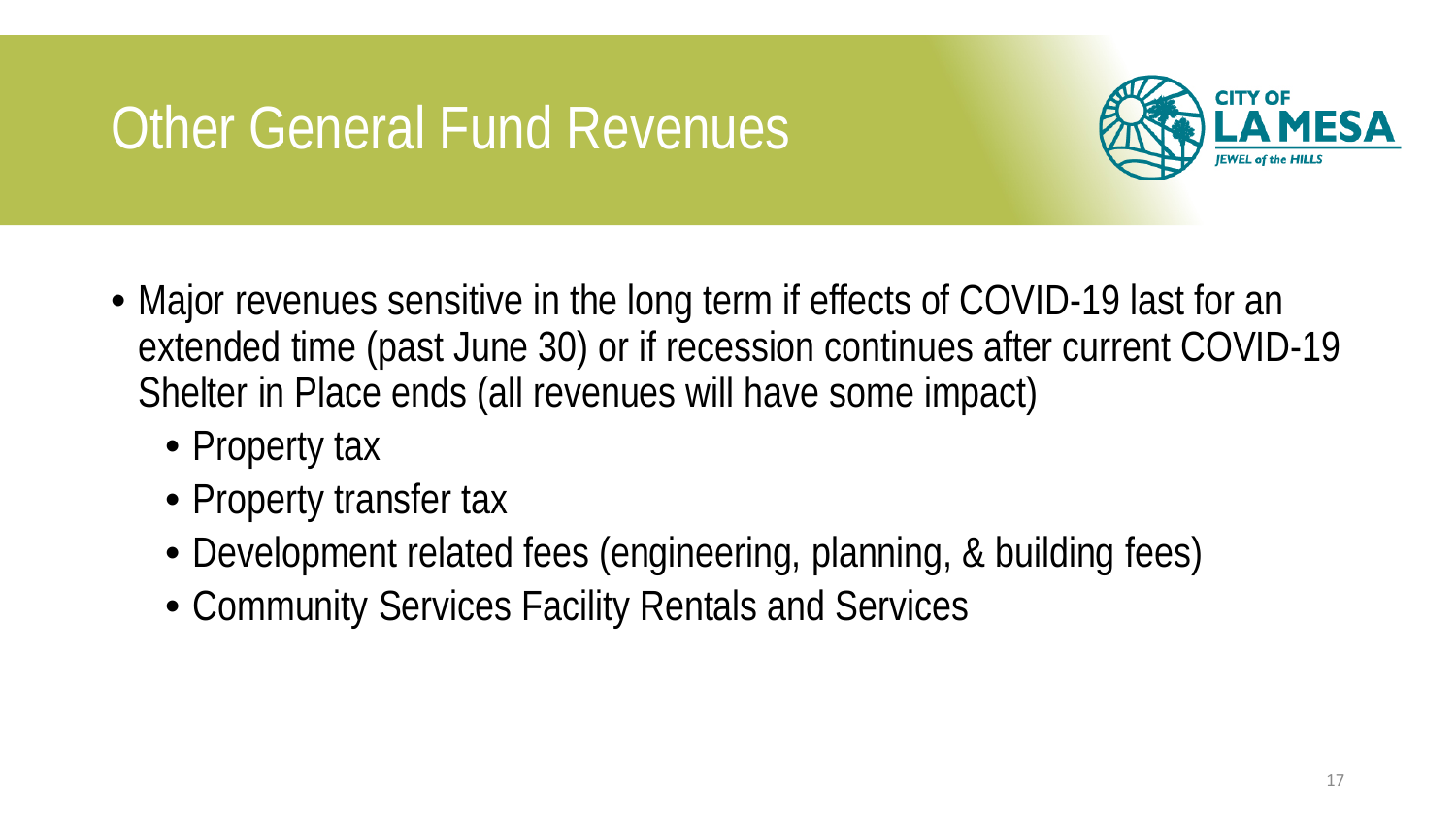# Other General Fund Revenues

- Major revenues sensitive in the long term if effects of COVID-19 last for an extended time (past June 30) or if recession continues after current COVID-19 Shelter in Place ends (all revenues will have some impact)
  - Property tax
  - Property transfer tax
  - Development related fees (engineering, planning, & building fees)
  - Community Services Facility Rentals and Services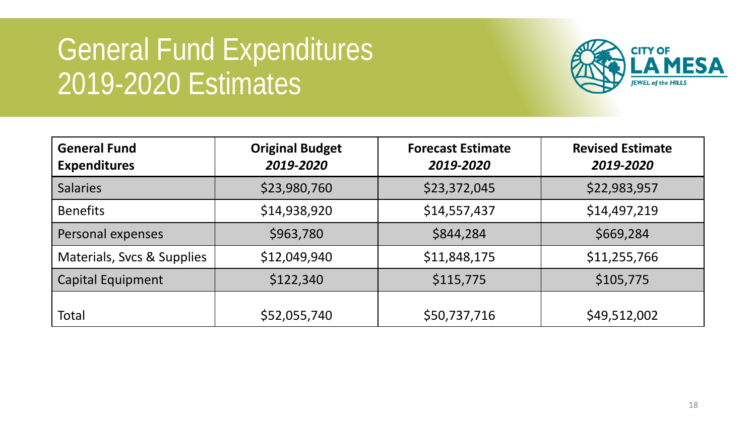# General Fund Expenditures 2019-2020 Estimates

CITY OF LA MESA
JEWEL of the HILLS

| General Fund Expenditures | Original Budget *2019-2020* | Forecast Estimate *2019-2020* | Revised Estimate *2019-2020* |
|---|---|---|---|
| Salaries | $23,980,760 | $23,372,045 | $22,983,957 |
| Benefits | $14,938,920 | $14,557,437 | $14,497,219 |
| Personal expenses | $963,780 | $844,284 | $669,284 |
| Materials, Svcs & Supplies | $12,049,940 | $11,848,175 | $11,255,766 |
| Capital Equipment | $122,340 | $115,775 | $105,775 |
| Total | $52,055,740 | $50,737,716 | $49,512,002 |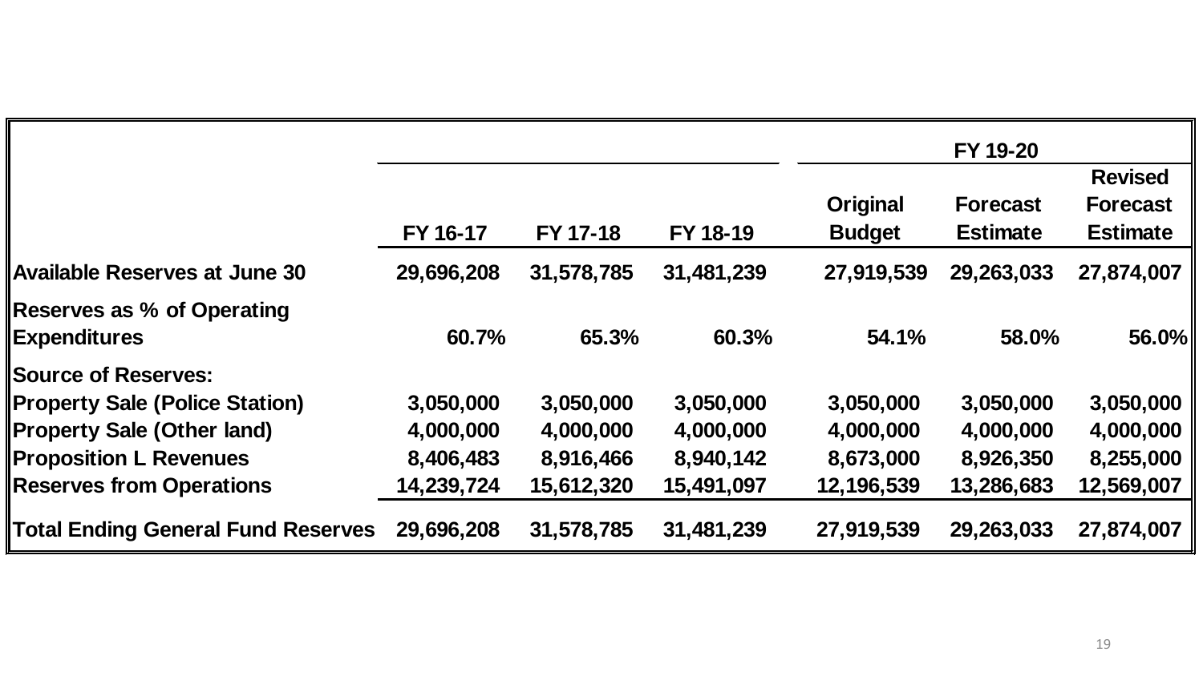| | FY 16-17 | FY 17-18 | FY 18-19 | FY 19-20 | | |
|---|---|---|---|---|---|---|
| | | | | Original Budget | Forecast Estimate | Revised Forecast Estimate |
| **Available Reserves at June 30** | 29,696,208 | 31,578,785 | 31,481,239 | 27,919,539 | 29,263,033 | 27,874,007 |
| **Reserves as % of Operating Expenditures** | 60.7% | 65.3% | 60.3% | 54.1% | 58.0% | 56.0% |
| **Source of Reserves:** | | | | | | |
| **Property Sale (Police Station)** | 3,050,000 | 3,050,000 | 3,050,000 | 3,050,000 | 3,050,000 | 3,050,000 |
| **Property Sale (Other land)** | 4,000,000 | 4,000,000 | 4,000,000 | 4,000,000 | 4,000,000 | 4,000,000 |
| **Proposition L Revenues** | 8,406,483 | 8,916,466 | 8,940,142 | 8,673,000 | 8,926,350 | 8,255,000 |
| **Reserves from Operations** | 14,239,724 | 15,612,320 | 15,491,097 | 12,196,539 | 13,286,683 | 12,569,007 |
| **Total Ending General Fund Reserves** | 29,696,208 | 31,578,785 | 31,481,239 | 27,919,539 | 29,263,033 | 27,874,007 |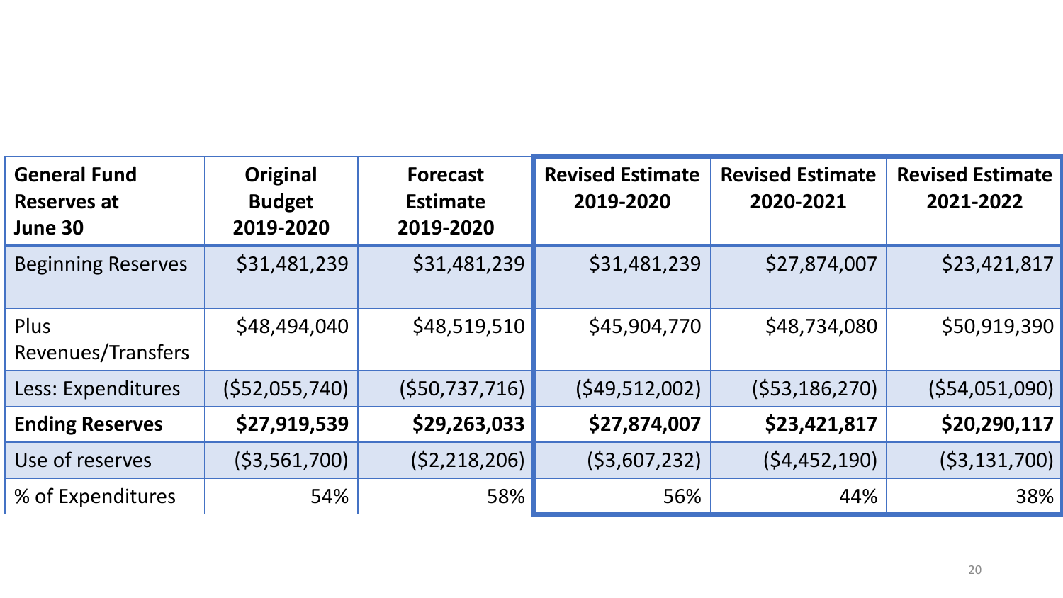| **General Fund Reserves at June 30** | **Original Budget 2019-2020** | **Forecast Estimate 2019-2020** | **Revised Estimate 2019-2020** | **Revised Estimate 2020-2021** | **Revised Estimate 2021-2022** |
|---|---|---|---|---|---|
| Beginning Reserves | $31,481,239 | $31,481,239 | $31,481,239 | $27,874,007 | $23,421,817 |
| Plus Revenues/Transfers | $48,494,040 | $48,519,510 | $45,904,770 | $48,734,080 | $50,919,390 |
| Less: Expenditures | ($52,055,740) | ($50,737,716) | ($49,512,002) | ($53,186,270) | ($54,051,090) |
| **Ending Reserves** | **$27,919,539** | **$29,263,033** | **$27,874,007** | **$23,421,817** | **$20,290,117** |
| Use of reserves | ($3,561,700) | ($2,218,206) | ($3,607,232) | ($4,452,190) | ($3,131,700) |
| % of Expenditures | 54% | 58% | 56% | 44% | 38% |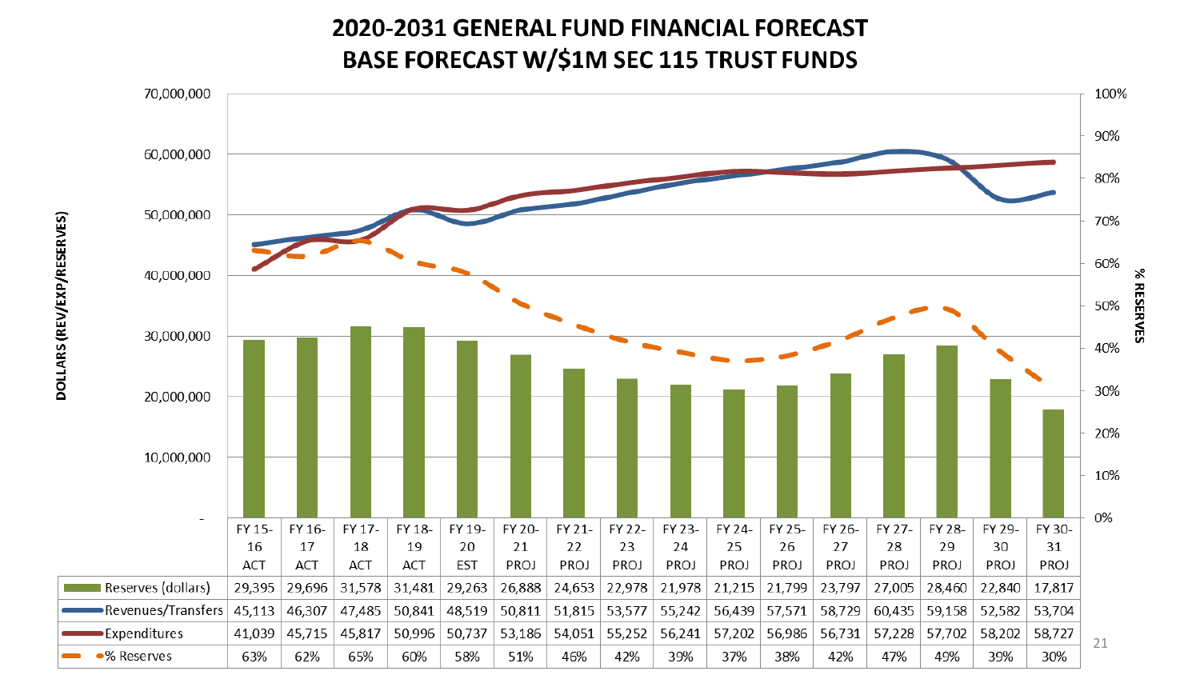# 2020-2031 GENERAL FUND FINANCIAL FORECAST
## BASE FORECAST W/$1M SEC 115 TRUST FUNDS

| | FY 15-16 ACT | FY 16-17 ACT | FY 17-18 ACT | FY 18-19 ACT | FY 19-20 EST | FY 20-21 PROJ | FY 21-22 PROJ | FY 22-23 PROJ | FY 23-24 PROJ | FY 24-25 PROJ | FY 25-26 PROJ | FY 26-27 PROJ | FY 27-28 PROJ | FY 28-29 PROJ | FY 29-30 PROJ | FY 30-31 PROJ |
|---|---|---|---|---|---|---|---|---|---|---|---|---|---|---|---|---|
| Reserves (dollars) | 29,395 | 29,696 | 31,578 | 31,481 | 29,263 | 26,888 | 24,653 | 22,978 | 21,978 | 21,215 | 21,799 | 23,797 | 27,005 | 28,460 | 22,840 | 17,817 |
| Revenues/Transfers | 45,113 | 46,307 | 47,485 | 50,841 | 48,519 | 50,811 | 51,815 | 53,577 | 55,242 | 56,439 | 57,571 | 58,729 | 60,435 | 59,158 | 52,582 | 53,704 |
| Expenditures | 41,039 | 45,715 | 45,817 | 50,996 | 50,737 | 53,186 | 54,051 | 55,252 | 56,241 | 57,202 | 56,986 | 56,731 | 57,228 | 57,702 | 58,202 | 58,727 |
| % Reserves | 63% | 62% | 65% | 60% | 58% | 51% | 46% | 42% | 39% | 37% | 38% | 42% | 47% | 49% | 39% | 30% |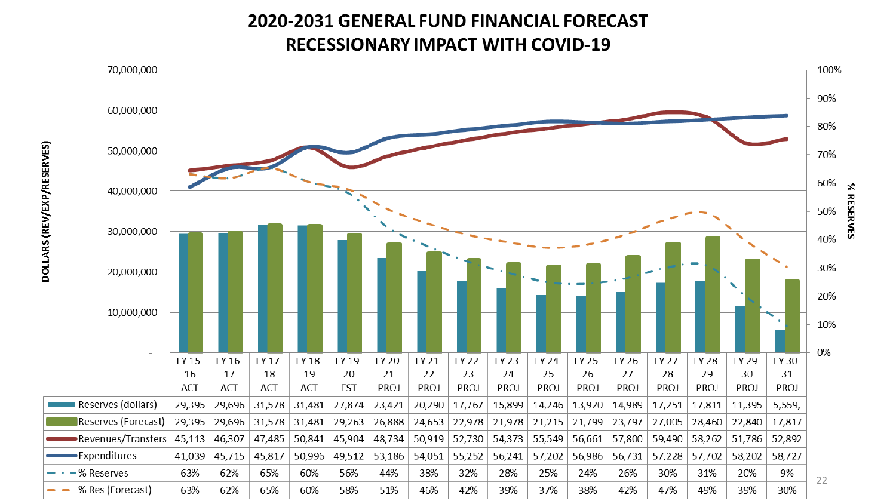# 2020-2031 GENERAL FUND FINANCIAL FORECAST
# RECESSIONARY IMPACT WITH COVID-19

| | FY 15-16 ACT | FY 16-17 ACT | FY 17-18 ACT | FY 18-19 ACT | FY 19-20 EST | FY 20-21 PROJ | FY 21-22 PROJ | FY 22-23 PROJ | FY 23-24 PROJ | FY 24-25 PROJ | FY 25-26 PROJ | FY 26-27 PROJ | FY 27-28 PROJ | FY 28-29 PROJ | FY 29-30 PROJ | FY 30-31 PROJ |
|---|---|---|---|---|---|---|---|---|---|---|---|---|---|---|---|---|
| Reserves (dollars) | 29,395 | 29,696 | 31,578 | 31,481 | 27,874 | 23,421 | 20,290 | 17,767 | 15,899 | 14,246 | 13,920 | 14,989 | 17,251 | 17,811 | 11,395 | 5,559, |
| Reserves (Forecast) | 29,395 | 29,696 | 31,578 | 31,481 | 29,263 | 26,888 | 24,653 | 22,978 | 21,978 | 21,215 | 21,799 | 23,797 | 27,005 | 28,460 | 22,840 | 17,817 |
| Revenues/Transfers | 45,113 | 46,307 | 47,485 | 50,841 | 45,904 | 48,734 | 50,919 | 52,730 | 54,373 | 55,549 | 56,661 | 57,800 | 59,490 | 58,262 | 51,786 | 52,892 |
| Expenditures | 41,039 | 45,715 | 45,817 | 50,996 | 49,512 | 53,186 | 54,051 | 55,252 | 56,241 | 57,202 | 56,986 | 56,731 | 57,228 | 57,702 | 58,202 | 58,727 |
| % Reserves | 63% | 62% | 65% | 60% | 56% | 44% | 38% | 32% | 28% | 25% | 24% | 26% | 30% | 31% | 20% | 9% |
| % Res (Forecast) | 63% | 62% | 65% | 60% | 58% | 51% | 46% | 42% | 39% | 37% | 38% | 42% | 47% | 49% | 39% | 30% |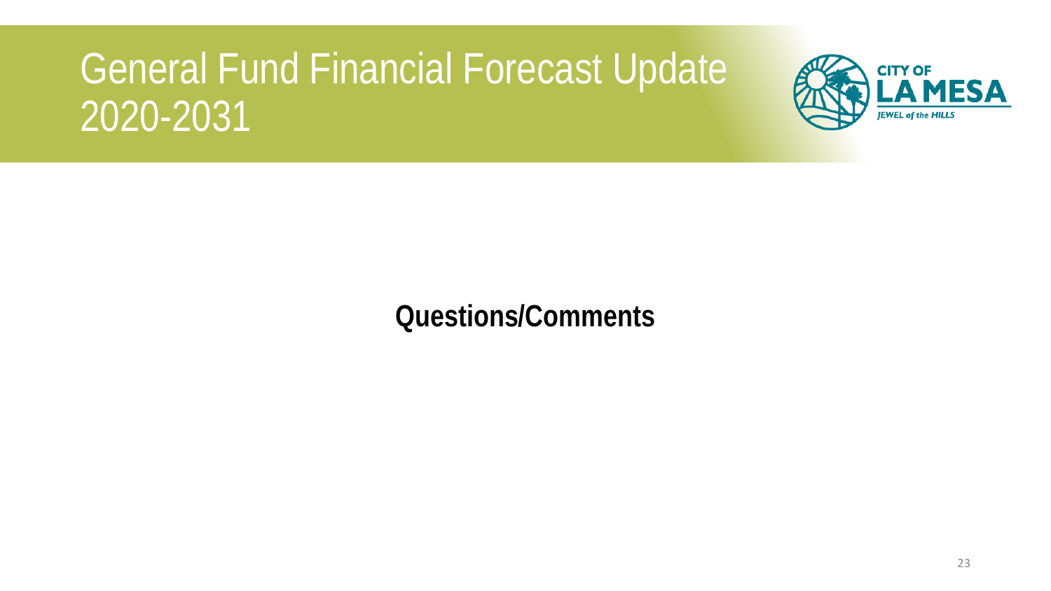# General Fund Financial Forecast Update 2020-2031

CITY OF LA MESA
JEWEL of the HILLS

**Questions/Comments**